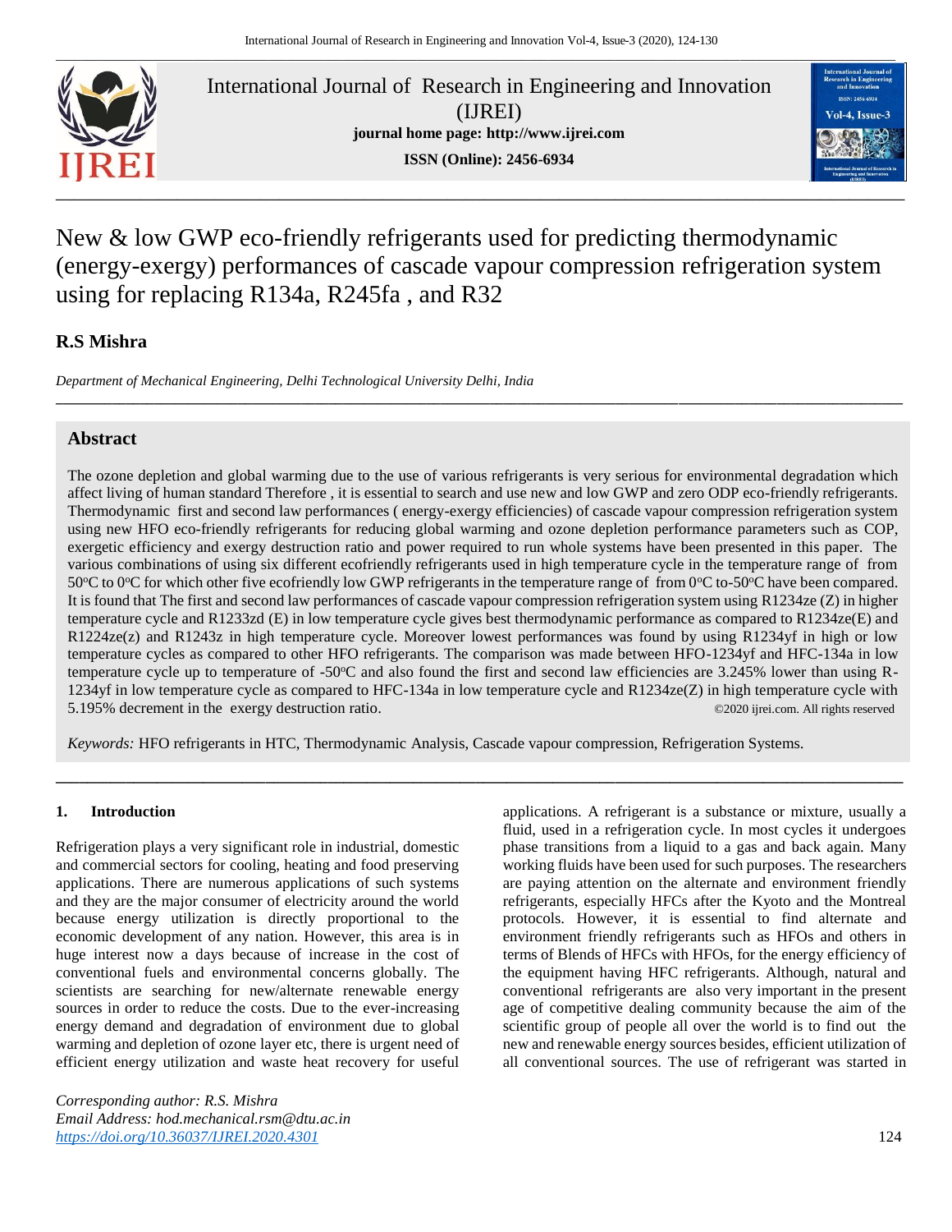# International Journal of Research in Engineering and Innovation (IJREI)

**journal home page: http://www.ijrei.com**

**ISSN (Online): 2456-6934**

# New & low GWP eco-friendly refrigerants used for predicting thermodynamic (energy-exergy) performances of cascade vapour compression refrigeration system using for replacing R134a, R245fa , and R32

**R.S Mishra**

*Department of Mechanical Engineering, Delhi Technological University Delhi, India*

## Abstract

The ozone depletion and global warming due to the use of various refrigerants is very serious for environmental degradation which affect living of human standard Therefore , it is essential to search and use new and low GWP and zero ODP eco-friendly refrigerants. Thermodynamic first and second law performances ( energy-exergy efficiencies) of cascade vapour compression refrigeration system using new HFO eco-friendly refrigerants for reducing global warming and ozone depletion performance parameters such as COP, exergetic efficiency and exergy destruction ratio and power required to run whole systems have been presented in this paper. The various combinations of using six different ecofriendly refrigerants used in high temperature cycle in the temperature range of from 50°C to 0°C for which other five ecofriendly low GWP refrigerants in the temperature range of from 0°C to-50°C have been compared. It is found that The first and second law performances of cascade vapour compression refrigeration system using R1234ze (Z) in higher temperature cycle and R1233zd (E) in low temperature cycle gives best thermodynamic performance as compared to R1234ze(E) and R1224ze(z) and R1243z in high temperature cycle. Moreover lowest performances was found by using R1234yf in high or low temperature cycles as compared to other HFO refrigerants. The comparison was made between HFO-1234yf and HFC-134a in low temperature cycle up to temperature of -50°C and also found the first and second law efficiencies are 3.245% lower than using R-1234yf in low temperature cycle as compared to HFC-134a in low temperature cycle and R1234ze(Z) in high temperature cycle with 5.195% decrement in the exergy destruction ratio. ©2020 ijrei.com. All rights reserved

*Keywords:* HFO refrigerants in HTC, Thermodynamic Analysis, Cascade vapour compression, Refrigeration Systems.

## 1. Introduction

Refrigeration plays a very significant role in industrial, domestic and commercial sectors for cooling, heating and food preserving applications. There are numerous applications of such systems and they are the major consumer of electricity around the world because energy utilization is directly proportional to the economic development of any nation. However, this area is in huge interest now a days because of increase in the cost of conventional fuels and environmental concerns globally. The scientists are searching for new/alternate renewable energy sources in order to reduce the costs. Due to the ever-increasing energy demand and degradation of environment due to global warming and depletion of ozone layer etc, there is urgent need of efficient energy utilization and waste heat recovery for useful applications. A refrigerant is a substance or mixture, usually a fluid, used in a refrigeration cycle. In most cycles it undergoes phase transitions from a liquid to a gas and back again. Many working fluids have been used for such purposes. The researchers are paying attention on the alternate and environment friendly refrigerants, especially HFCs after the Kyoto and the Montreal protocols. However, it is essential to find alternate and environment friendly refrigerants such as HFOs and others in terms of Blends of HFCs with HFOs, for the energy efficiency of the equipment having HFC refrigerants. Although, natural and conventional refrigerants are also very important in the present age of competitive dealing community because the aim of the scientific group of people all over the world is to find out the new and renewable energy sources besides, efficient utilization of all conventional sources. The use of refrigerant was started in

*Corresponding author: R.S. Mishra*
*Email Address: hod.mechanical.rsm@dtu.ac.in*
https://doi.org/10.36037/IJREI.2020.4301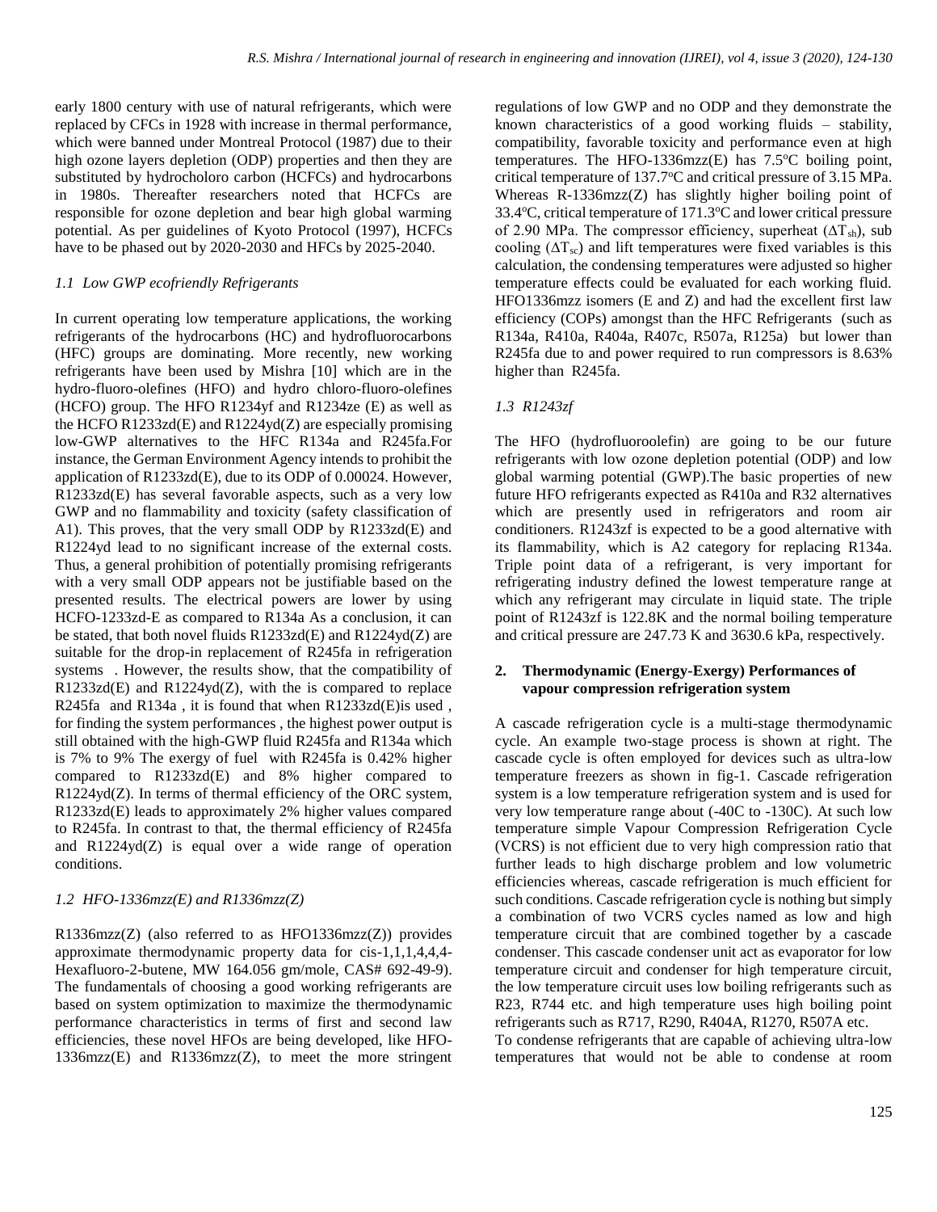early 1800 century with use of natural refrigerants, which were replaced by CFCs in 1928 with increase in thermal performance, which were banned under Montreal Protocol (1987) due to their high ozone layers depletion (ODP) properties and then they are substituted by hydrocholoro carbon (HCFCs) and hydrocarbons in 1980s. Thereafter researchers noted that HCFCs are responsible for ozone depletion and bear high global warming potential. As per guidelines of Kyoto Protocol (1997), HCFCs have to be phased out by 2020-2030 and HFCs by 2025-2040.

### *1.1 Low GWP ecofriendly Refrigerants*

In current operating low temperature applications, the working refrigerants of the hydrocarbons (HC) and hydrofluorocarbons (HFC) groups are dominating. More recently, new working refrigerants have been used by Mishra [10] which are in the hydro-fluoro-olefines (HFO) and hydro chloro-fluoro-olefines (HCFO) group. The HFO R1234yf and R1234ze (E) as well as the HCFO R1233zd(E) and R1224yd(Z) are especially promising low-GWP alternatives to the HFC R134a and R245fa.For instance, the German Environment Agency intends to prohibit the application of R1233zd(E), due to its ODP of 0.00024. However, R1233zd(E) has several favorable aspects, such as a very low GWP and no flammability and toxicity (safety classification of A1). This proves, that the very small ODP by R1233zd(E) and R1224yd lead to no significant increase of the external costs. Thus, a general prohibition of potentially promising refrigerants with a very small ODP appears not be justifiable based on the presented results. The electrical powers are lower by using HCFO-1233zd-E as compared to R134a As a conclusion, it can be stated, that both novel fluids R1233zd(E) and R1224yd(Z) are suitable for the drop-in replacement of R245fa in refrigeration systems . However, the results show, that the compatibility of R1233zd(E) and R1224yd(Z), with the is compared to replace R245fa and R134a , it is found that when R1233zd(E)is used , for finding the system performances , the highest power output is still obtained with the high-GWP fluid R245fa and R134a which is 7% to 9% The exergy of fuel with R245fa is 0.42% higher compared to R1233zd(E) and 8% higher compared to R1224yd(Z). In terms of thermal efficiency of the ORC system, R1233zd(E) leads to approximately 2% higher values compared to R245fa. In contrast to that, the thermal efficiency of R245fa and R1224yd(Z) is equal over a wide range of operation conditions.

### *1.2 HFO-1336mzz(E) and R1336mzz(Z)*

R1336mzz(Z) (also referred to as HFO1336mzz(Z)) provides approximate thermodynamic property data for cis-1,1,1,4,4,4-Hexafluoro-2-butene, MW 164.056 gm/mole, CAS# 692-49-9). The fundamentals of choosing a good working refrigerants are based on system optimization to maximize the thermodynamic performance characteristics in terms of first and second law efficiencies, these novel HFOs are being developed, like HFO-1336mzz(E) and R1336mzz(Z), to meet the more stringent regulations of low GWP and no ODP and they demonstrate the known characteristics of a good working fluids – stability, compatibility, favorable toxicity and performance even at high temperatures. The HFO-1336mzz(E) has 7.5°C boiling point, critical temperature of 137.7°C and critical pressure of 3.15 MPa. Whereas R-1336mzz(Z) has slightly higher boiling point of 33.4°C, critical temperature of 171.3°C and lower critical pressure of 2.90 MPa. The compressor efficiency, superheat ($\Delta T_{sh}$), sub cooling ($\Delta T_{sc}$) and lift temperatures were fixed variables is this calculation, the condensing temperatures were adjusted so higher temperature effects could be evaluated for each working fluid. HFO1336mzz isomers (E and Z) and had the excellent first law efficiency (COPs) amongst than the HFC Refrigerants (such as R134a, R410a, R404a, R407c, R507a, R125a) but lower than R245fa due to and power required to run compressors is 8.63% higher than R245fa.

### *1.3 R1243zf*

The HFO (hydrofluoroolefin) are going to be our future refrigerants with low ozone depletion potential (ODP) and low global warming potential (GWP).The basic properties of new future HFO refrigerants expected as R410a and R32 alternatives which are presently used in refrigerators and room air conditioners. R1243zf is expected to be a good alternative with its flammability, which is A2 category for replacing R134a. Triple point data of a refrigerant, is very important for refrigerating industry defined the lowest temperature range at which any refrigerant may circulate in liquid state. The triple point of R1243zf is 122.8K and the normal boiling temperature and critical pressure are 247.73 K and 3630.6 kPa, respectively.

## **2. Thermodynamic (Energy-Exergy) Performances of vapour compression refrigeration system**

A cascade refrigeration cycle is a multi-stage thermodynamic cycle. An example two-stage process is shown at right. The cascade cycle is often employed for devices such as ultra-low temperature freezers as shown in fig-1. Cascade refrigeration system is a low temperature refrigeration system and is used for very low temperature range about (-40C to -130C). At such low temperature simple Vapour Compression Refrigeration Cycle (VCRS) is not efficient due to very high compression ratio that further leads to high discharge problem and low volumetric efficiencies whereas, cascade refrigeration is much efficient for such conditions. Cascade refrigeration cycle is nothing but simply a combination of two VCRS cycles named as low and high temperature circuit that are combined together by a cascade condenser. This cascade condenser unit act as evaporator for low temperature circuit and condenser for high temperature circuit, the low temperature circuit uses low boiling refrigerants such as R23, R744 etc. and high temperature uses high boiling point refrigerants such as R717, R290, R404A, R1270, R507A etc.

To condense refrigerants that are capable of achieving ultra-low temperatures that would not be able to condense at room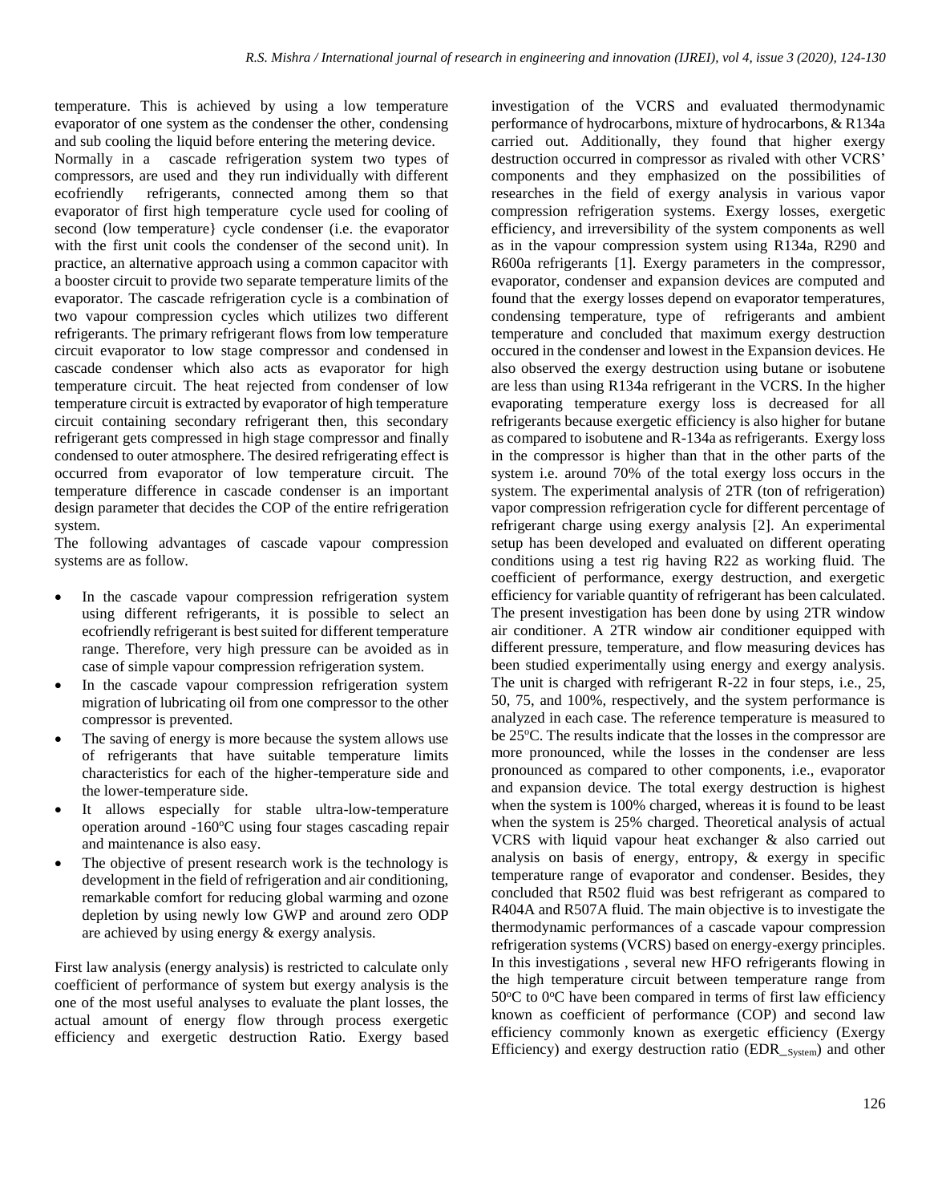temperature. This is achieved by using a low temperature evaporator of one system as the condenser the other, condensing and sub cooling the liquid before entering the metering device.

Normally in a cascade refrigeration system two types of compressors, are used and they run individually with different ecofriendly refrigerants, connected among them so that evaporator of first high temperature cycle used for cooling of second (low temperature} cycle condenser (i.e. the evaporator with the first unit cools the condenser of the second unit). In practice, an alternative approach using a common capacitor with a booster circuit to provide two separate temperature limits of the evaporator. The cascade refrigeration cycle is a combination of two vapour compression cycles which utilizes two different refrigerants. The primary refrigerant flows from low temperature circuit evaporator to low stage compressor and condensed in cascade condenser which also acts as evaporator for high temperature circuit. The heat rejected from condenser of low temperature circuit is extracted by evaporator of high temperature circuit containing secondary refrigerant then, this secondary refrigerant gets compressed in high stage compressor and finally condensed to outer atmosphere. The desired refrigerating effect is occurred from evaporator of low temperature circuit. The temperature difference in cascade condenser is an important design parameter that decides the COP of the entire refrigeration system.

The following advantages of cascade vapour compression systems are as follow.

- In the cascade vapour compression refrigeration system using different refrigerants, it is possible to select an ecofriendly refrigerant is best suited for different temperature range. Therefore, very high pressure can be avoided as in case of simple vapour compression refrigeration system.
- In the cascade vapour compression refrigeration system migration of lubricating oil from one compressor to the other compressor is prevented.
- The saving of energy is more because the system allows use of refrigerants that have suitable temperature limits characteristics for each of the higher-temperature side and the lower-temperature side.
- It allows especially for stable ultra-low-temperature operation around -160°C using four stages cascading repair and maintenance is also easy.
- The objective of present research work is the technology is development in the field of refrigeration and air conditioning, remarkable comfort for reducing global warming and ozone depletion by using newly low GWP and around zero ODP are achieved by using energy & exergy analysis.

First law analysis (energy analysis) is restricted to calculate only coefficient of performance of system but exergy analysis is the one of the most useful analyses to evaluate the plant losses, the actual amount of energy flow through process exergetic efficiency and exergetic destruction Ratio. Exergy based investigation of the VCRS and evaluated thermodynamic performance of hydrocarbons, mixture of hydrocarbons, & R134a carried out. Additionally, they found that higher exergy destruction occurred in compressor as rivaled with other VCRS' components and they emphasized on the possibilities of researches in the field of exergy analysis in various vapor compression refrigeration systems. Exergy losses, exergetic efficiency, and irreversibility of the system components as well as in the vapour compression system using R134a, R290 and R600a refrigerants [1]. Exergy parameters in the compressor, evaporator, condenser and expansion devices are computed and found that the exergy losses depend on evaporator temperatures, condensing temperature, type of refrigerants and ambient temperature and concluded that maximum exergy destruction occured in the condenser and lowest in the Expansion devices. He also observed the exergy destruction using butane or isobutene are less than using R134a refrigerant in the VCRS. In the higher evaporating temperature exergy loss is decreased for all refrigerants because exergetic efficiency is also higher for butane as compared to isobutene and R-134a as refrigerants. Exergy loss in the compressor is higher than that in the other parts of the system i.e. around 70% of the total exergy loss occurs in the system. The experimental analysis of 2TR (ton of refrigeration) vapor compression refrigeration cycle for different percentage of refrigerant charge using exergy analysis [2]. An experimental setup has been developed and evaluated on different operating conditions using a test rig having R22 as working fluid. The coefficient of performance, exergy destruction, and exergetic efficiency for variable quantity of refrigerant has been calculated. The present investigation has been done by using 2TR window air conditioner. A 2TR window air conditioner equipped with different pressure, temperature, and flow measuring devices has been studied experimentally using energy and exergy analysis. The unit is charged with refrigerant R-22 in four steps, i.e., 25, 50, 75, and 100%, respectively, and the system performance is analyzed in each case. The reference temperature is measured to be 25°C. The results indicate that the losses in the compressor are more pronounced, while the losses in the condenser are less pronounced as compared to other components, i.e., evaporator and expansion device. The total exergy destruction is highest when the system is 100% charged, whereas it is found to be least when the system is 25% charged. Theoretical analysis of actual VCRS with liquid vapour heat exchanger & also carried out analysis on basis of energy, entropy, & exergy in specific temperature range of evaporator and condenser. Besides, they concluded that R502 fluid was best refrigerant as compared to R404A and R507A fluid. The main objective is to investigate the thermodynamic performances of a cascade vapour compression refrigeration systems (VCRS) based on energy-exergy principles. In this investigations , several new HFO refrigerants flowing in the high temperature circuit between temperature range from 50°C to 0°C have been compared in terms of first law efficiency known as coefficient of performance (COP) and second law efficiency commonly known as exergetic efficiency (Exergy Efficiency) and exergy destruction ratio ($EDR_{\_System}$) and other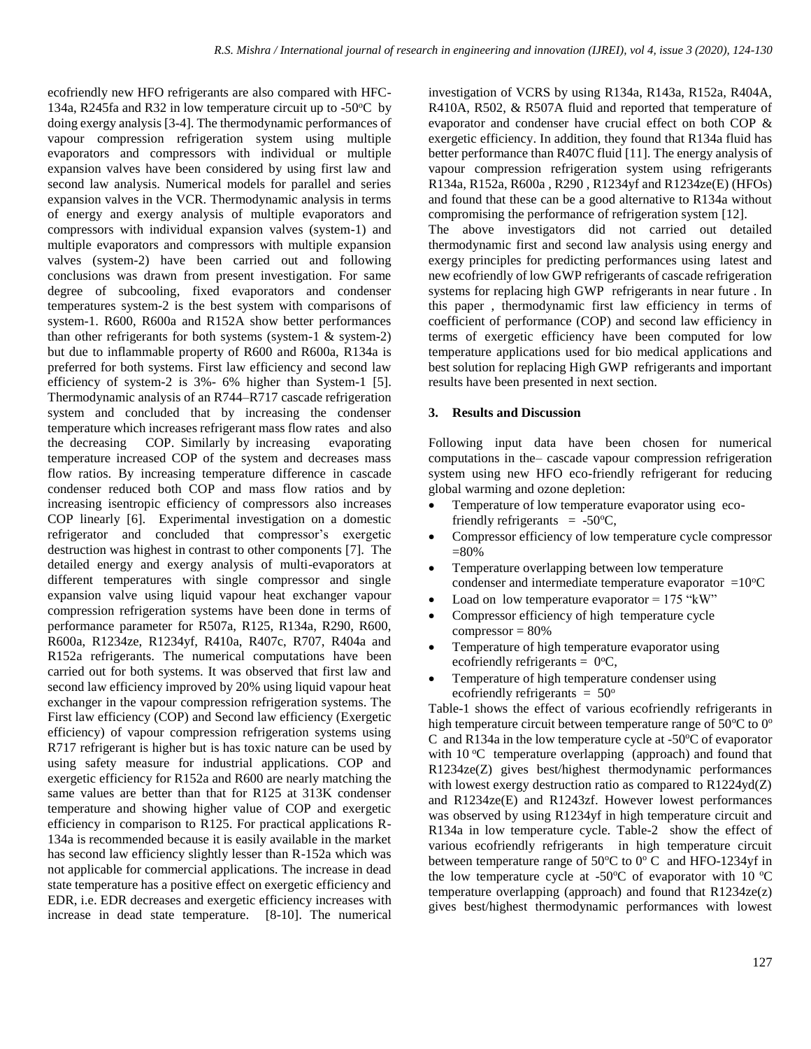ecofriendly new HFO refrigerants are also compared with HFC-134a, R245fa and R32 in low temperature circuit up to -50°C by doing exergy analysis [3-4]. The thermodynamic performances of vapour compression refrigeration system using multiple evaporators and compressors with individual or multiple expansion valves have been considered by using first law and second law analysis. Numerical models for parallel and series expansion valves in the VCR. Thermodynamic analysis in terms of energy and exergy analysis of multiple evaporators and compressors with individual expansion valves (system-1) and multiple evaporators and compressors with multiple expansion valves (system-2) have been carried out and following conclusions was drawn from present investigation. For same degree of subcooling, fixed evaporators and condenser temperatures system-2 is the best system with comparisons of system-1. R600, R600a and R152A show better performances than other refrigerants for both systems (system-1 & system-2) but due to inflammable property of R600 and R600a, R134a is preferred for both systems. First law efficiency and second law efficiency of system-2 is 3%- 6% higher than System-1 [5]. Thermodynamic analysis of an R744–R717 cascade refrigeration system and concluded that by increasing the condenser temperature which increases refrigerant mass flow rates and also the decreasing COP. Similarly by increasing evaporating temperature increased COP of the system and decreases mass flow ratios. By increasing temperature difference in cascade condenser reduced both COP and mass flow ratios and by increasing isentropic efficiency of compressors also increases COP linearly [6]. Experimental investigation on a domestic refrigerator and concluded that compressor's exergetic destruction was highest in contrast to other components [7]. The detailed energy and exergy analysis of multi-evaporators at different temperatures with single compressor and single expansion valve using liquid vapour heat exchanger vapour compression refrigeration systems have been done in terms of performance parameter for R507a, R125, R134a, R290, R600, R600a, R1234ze, R1234yf, R410a, R407c, R707, R404a and R152a refrigerants. The numerical computations have been carried out for both systems. It was observed that first law and second law efficiency improved by 20% using liquid vapour heat exchanger in the vapour compression refrigeration systems. The First law efficiency (COP) and Second law efficiency (Exergetic efficiency) of vapour compression refrigeration systems using R717 refrigerant is higher but is has toxic nature can be used by using safety measure for industrial applications. COP and exergetic efficiency for R152a and R600 are nearly matching the same values are better than that for R125 at 313K condenser temperature and showing higher value of COP and exergetic efficiency in comparison to R125. For practical applications R-134a is recommended because it is easily available in the market has second law efficiency slightly lesser than R-152a which was not applicable for commercial applications. The increase in dead state temperature has a positive effect on exergetic efficiency and EDR, i.e. EDR decreases and exergetic efficiency increases with increase in dead state temperature. [8-10]. The numerical investigation of VCRS by using R134a, R143a, R152a, R404A, R410A, R502, & R507A fluid and reported that temperature of evaporator and condenser have crucial effect on both COP & exergetic efficiency. In addition, they found that R134a fluid has better performance than R407C fluid [11]. The energy analysis of vapour compression refrigeration system using refrigerants R134a, R152a, R600a , R290 , R1234yf and R1234ze(E) (HFOs) and found that these can be a good alternative to R134a without compromising the performance of refrigeration system [12].

The above investigators did not carried out detailed thermodynamic first and second law analysis using energy and exergy principles for predicting performances using latest and new ecofriendly of low GWP refrigerants of cascade refrigeration systems for replacing high GWP refrigerants in near future . In this paper , thermodynamic first law efficiency in terms of coefficient of performance (COP) and second law efficiency in terms of exergetic efficiency have been computed for low temperature applications used for bio medical applications and best solution for replacing High GWP refrigerants and important results have been presented in next section.

## 3. Results and Discussion

Following input data have been chosen for numerical computations in the– cascade vapour compression refrigeration system using new HFO eco-friendly refrigerant for reducing global warming and ozone depletion:

- Temperature of low temperature evaporator using eco-friendly refrigerants = -50°C,
- Compressor efficiency of low temperature cycle compressor =80%
- Temperature overlapping between low temperature condenser and intermediate temperature evaporator =10°C
- Load on low temperature evaporator = 175 "kW"
- Compressor efficiency of high temperature cycle compressor = 80%
- Temperature of high temperature evaporator using ecofriendly refrigerants = 0°C,
- Temperature of high temperature condenser using ecofriendly refrigerants = 50°

Table-1 shows the effect of various ecofriendly refrigerants in high temperature circuit between temperature range of 50°C to 0° C and R134a in the low temperature cycle at -50°C of evaporator with 10 °C temperature overlapping (approach) and found that R1234ze(Z) gives best/highest thermodynamic performances with lowest exergy destruction ratio as compared to R1224yd(Z) and R1234ze(E) and R1243zf. However lowest performances was observed by using R1234yf in high temperature circuit and R134a in low temperature cycle. Table-2 show the effect of various ecofriendly refrigerants in high temperature circuit between temperature range of 50°C to 0° C and HFO-1234yf in the low temperature cycle at -50°C of evaporator with 10 °C temperature overlapping (approach) and found that R1234ze(z) gives best/highest thermodynamic performances with lowest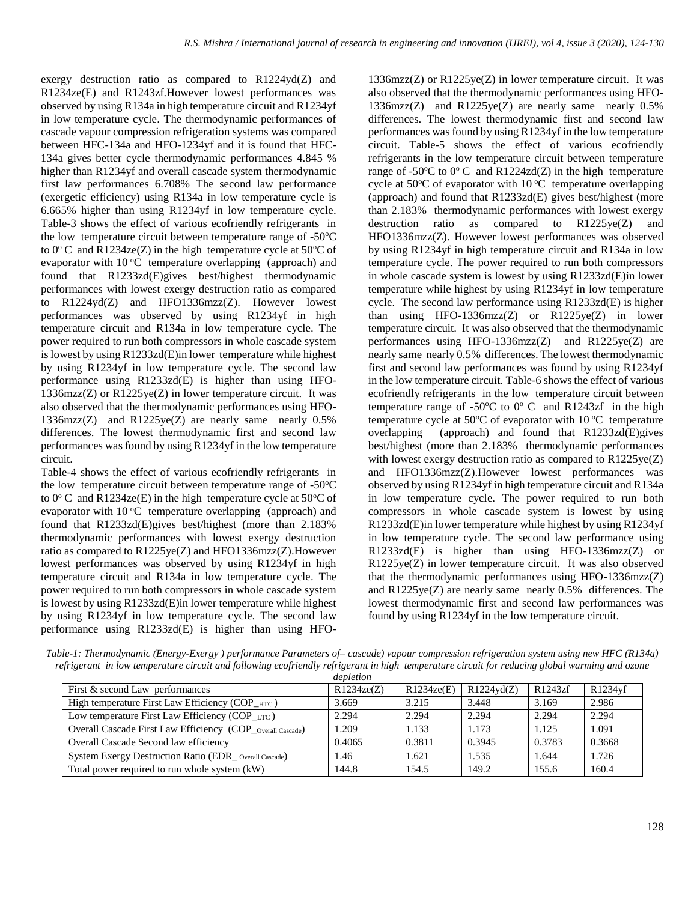exergy destruction ratio as compared to R1224yd(Z) and R1234ze(E) and R1243zf.However lowest performances was observed by using R134a in high temperature circuit and R1234yf in low temperature cycle. The thermodynamic performances of cascade vapour compression refrigeration systems was compared between HFC-134a and HFO-1234yf and it is found that HFC-134a gives better cycle thermodynamic performances 4.845 % higher than R1234yf and overall cascade system thermodynamic first law performances 6.708% The second law performance (exergetic efficiency) using R134a in low temperature cycle is 6.665% higher than using R1234yf in low temperature cycle. Table-3 shows the effect of various ecofriendly refrigerants in the low temperature circuit between temperature range of -50°C to 0° C and R1234ze(Z) in the high temperature cycle at 50°C of evaporator with 10 °C temperature overlapping (approach) and found that R1233zd(E)gives best/highest thermodynamic performances with lowest exergy destruction ratio as compared to R1224yd(Z) and HFO1336mzz(Z). However lowest performances was observed by using R1234yf in high temperature circuit and R134a in low temperature cycle. The power required to run both compressors in whole cascade system is lowest by using R1233zd(E)in lower temperature while highest by using R1234yf in low temperature cycle. The second law performance using R1233zd(E) is higher than using HFO-1336mzz(Z) or R1225ye(Z) in lower temperature circuit. It was also observed that the thermodynamic performances using HFO-1336mzz(Z) and R1225ye(Z) are nearly same nearly 0.5% differences. The lowest thermodynamic first and second law performances was found by using R1234yf in the low temperature circuit.

Table-4 shows the effect of various ecofriendly refrigerants in the low temperature circuit between temperature range of -50°C to 0° C and R1234ze(E) in the high temperature cycle at 50°C of evaporator with 10 °C temperature overlapping (approach) and found that R1233zd(E)gives best/highest (more than 2.183% thermodynamic performances with lowest exergy destruction ratio as compared to R1225ye(Z) and HFO1336mzz(Z).However lowest performances was observed by using R1234yf in high temperature circuit and R134a in low temperature cycle. The power required to run both compressors in whole cascade system is lowest by using R1233zd(E)in lower temperature while highest by using R1234yf in low temperature cycle. The second law performance using R1233zd(E) is higher than using HFO-1336mzz(Z) or R1225ye(Z) in lower temperature circuit. It was also observed that the thermodynamic performances using HFO-1336mzz(Z) and R1225ye(Z) are nearly same nearly 0.5% differences. The lowest thermodynamic first and second law performances was found by using R1234yf in the low temperature circuit. Table-5 shows the effect of various ecofriendly refrigerants in the low temperature circuit between temperature range of -50°C to 0° C and R1224zd(Z) in the high temperature cycle at 50°C of evaporator with 10 °C temperature overlapping (approach) and found that R1233zd(E) gives best/highest (more than 2.183% thermodynamic performances with lowest exergy destruction ratio as compared to R1225ye(Z) and HFO1336mzz(Z). However lowest performances was observed by using R1234yf in high temperature circuit and R134a in low temperature cycle. The power required to run both compressors in whole cascade system is lowest by using R1233zd(E)in lower temperature while highest by using R1234yf in low temperature cycle. The second law performance using R1233zd(E) is higher than using HFO-1336mzz(Z) or R1225ye(Z) in lower temperature circuit. It was also observed that the thermodynamic performances using HFO-1336mzz(Z) and R1225ye(Z) are nearly same nearly 0.5% differences. The lowest thermodynamic first and second law performances was found by using R1234yf in the low temperature circuit. Table-6 shows the effect of various ecofriendly refrigerants in the low temperature circuit between temperature range of -50°C to 0° C and R1243zf in the high temperature cycle at 50°C of evaporator with 10 °C temperature overlapping (approach) and found that R1233zd(E)gives best/highest (more than 2.183% thermodynamic performances with lowest exergy destruction ratio as compared to R1225ye(Z) and HFO1336mzz(Z).However lowest performances was observed by using R1234yf in high temperature circuit and R134a in low temperature cycle. The power required to run both compressors in whole cascade system is lowest by using R1233zd(E)in lower temperature while highest by using R1234yf in low temperature cycle. The second law performance using R1233zd(E) is higher than using HFO-1336mzz(Z) or R1225ye(Z) in lower temperature circuit. It was also observed that the thermodynamic performances using HFO-1336mzz(Z) and R1225ye(Z) are nearly same nearly 0.5% differences. The lowest thermodynamic first and second law performances was found by using R1234yf in the low temperature circuit.

*Table-1: Thermodynamic (Energy-Exergy ) performance Parameters of– cascade) vapour compression refrigeration system using new HFC (R134a) refrigerant in low temperature circuit and following ecofriendly refrigerant in high temperature circuit for reducing global warming and ozone depletion*

| First & second Law performances | R1234ze(Z) | R1234ze(E) | R1224yd(Z) | R1243zf | R1234yf |
|---|---|---|---|---|---|
| High temperature First Law Efficiency ($COP_{\_HTC}$) | 3.669 | 3.215 | 3.448 | 3.169 | 2.986 |
| Low temperature First Law Efficiency ($COP_{\_LTC}$) | 2.294 | 2.294 | 2.294 | 2.294 | 2.294 |
| Overall Cascade First Law Efficiency ($COP_{\_Overall\ Cascade}$) | 1.209 | 1.133 | 1.173 | 1.125 | 1.091 |
| Overall Cascade Second law efficiency | 0.4065 | 0.3811 | 0.3945 | 0.3783 | 0.3668 |
| System Exergy Destruction Ratio ($EDR_{\_\ Overall\ Cascade}$) | 1.46 | 1.621 | 1.535 | 1.644 | 1.726 |
| Total power required to run whole system (kW) | 144.8 | 154.5 | 149.2 | 155.6 | 160.4 |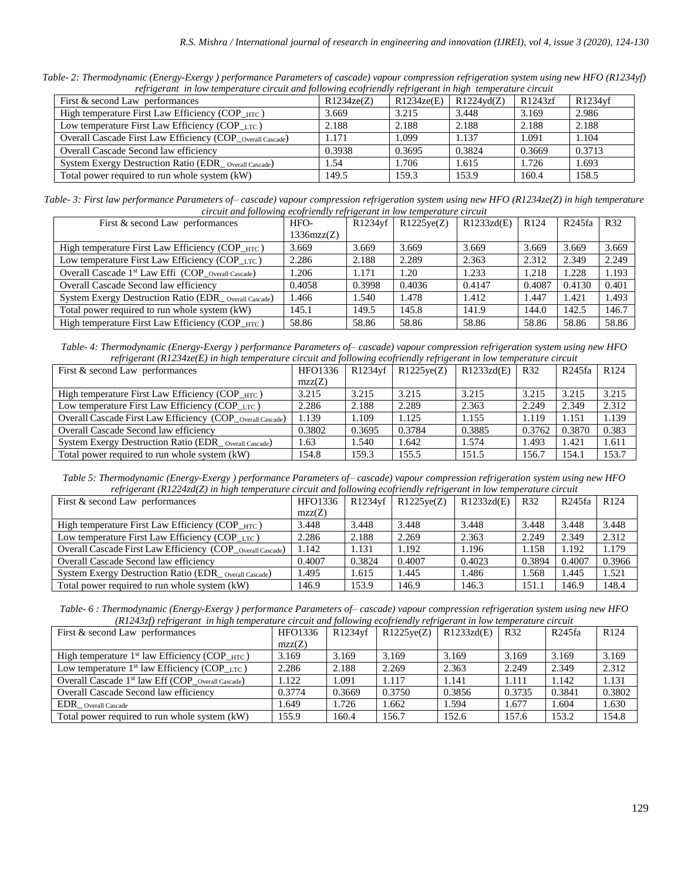*Table- 2: Thermodynamic (Energy-Exergy ) performance Parameters of cascade) vapour compression refrigeration system using new HFO (R1234yf) refrigerant in low temperature circuit and following ecofriendly refrigerant in high temperature circuit*

| First & second Law performances | R1234ze(Z) | R1234ze(E) | R1224yd(Z) | R1243zf | R1234yf |
|---|---|---|---|---|---|
| High temperature First Law Efficiency ($COP_{\_HTC}$) | 3.669 | 3.215 | 3.448 | 3.169 | 2.986 |
| Low temperature First Law Efficiency ($COP_{\_LTC}$) | 2.188 | 2.188 | 2.188 | 2.188 | 2.188 |
| Overall Cascade First Law Efficiency ($COP_{\_Overall\ Cascade}$) | 1.171 | 1.099 | 1.137 | 1.091 | 1.104 |
| Overall Cascade Second law efficiency | 0.3938 | 0.3695 | 0.3824 | 0.3669 | 0.3713 |
| System Exergy Destruction Ratio ($EDR_{\_\ Overall\ Cascade}$) | 1.54 | 1.706 | 1.615 | 1.726 | 1.693 |
| Total power required to run whole system (kW) | 149.5 | 159.3 | 153.9 | 160.4 | 158.5 |

*Table- 3: First law performance Parameters of– cascade) vapour compression refrigeration system using new HFO (R1234ze(Z) in high temperature circuit and following ecofriendly refrigerant in low temperature circuit*

| First & second Law performances | HFO-1336mzz(Z) | R1234yf | R1225ye(Z) | R1233zd(E) | R124 | R245fa | R32 |
|---|---|---|---|---|---|---|---|
| High temperature First Law Efficiency ($COP_{\_HTC}$) | 3.669 | 3.669 | 3.669 | 3.669 | 3.669 | 3.669 | 3.669 |
| Low temperature First Law Efficiency ($COP_{\_LTC}$) | 2.286 | 2.188 | 2.289 | 2.363 | 2.312 | 2.349 | 2.249 |
| Overall Cascade 1[st] Law Effi ($COP_{\_Overall\ Cascade}$) | 1.206 | 1.171 | 1.20 | 1.233 | 1.218 | 1.228 | 1.193 |
| Overall Cascade Second law efficiency | 0.4058 | 0.3998 | 0.4036 | 0.4147 | 0.4087 | 0.4130 | 0.401 |
| System Exergy Destruction Ratio ($EDR_{\_\ Overall\ Cascade}$) | 1.466 | 1.540 | 1.478 | 1.412 | 1.447 | 1.421 | 1.493 |
| Total power required to run whole system (kW) | 145.1 | 149.5 | 145.8 | 141.9 | 144.0 | 142.5 | 146.7 |
| High temperature First Law Efficiency ($COP_{\_HTC}$) | 58.86 | 58.86 | 58.86 | 58.86 | 58.86 | 58.86 | 58.86 |

*Table- 4: Thermodynamic (Energy-Exergy ) performance Parameters of– cascade) vapour compression refrigeration system using new HFO refrigerant (R1234ze(E) in high temperature circuit and following ecofriendly refrigerant in low temperature circuit*

| First & second Law performances | HFO1336 mzz(Z) | R1234yf | R1225ye(Z) | R1233zd(E) | R32 | R245fa | R124 |
|---|---|---|---|---|---|---|---|
| High temperature First Law Efficiency ($COP_{\_HTC}$) | 3.215 | 3.215 | 3.215 | 3.215 | 3.215 | 3.215 | 3.215 |
| Low temperature First Law Efficiency ($COP_{\_LTC}$) | 2.286 | 2.188 | 2.289 | 2.363 | 2.249 | 2.349 | 2.312 |
| Overall Cascade First Law Efficiency ($COP_{\_Overall\ Cascade}$) | 1.139 | 1.109 | 1.125 | 1.155 | 1.119 | 1.151 | 1.139 |
| Overall Cascade Second law efficiency | 0.3802 | 0.3695 | 0.3784 | 0.3885 | 0.3762 | 0.3870 | 0.383 |
| System Exergy Destruction Ratio ($EDR_{\_\ Overall\ Cascade}$) | 1.63 | 1.540 | 1.642 | 1.574 | 1.493 | 1.421 | 1.611 |
| Total power required to run whole system (kW) | 154.8 | 159.3 | 155.5 | 151.5 | 156.7 | 154.1 | 153.7 |

*Table 5: Thermodynamic (Energy-Exergy ) performance Parameters of– cascade) vapour compression refrigeration system using new HFO refrigerant (R1224zd(Z) in high temperature circuit and following ecofriendly refrigerant in low temperature circuit*

| First & second Law performances | HFO1336 mzz(Z) | R1234yf | R1225ye(Z) | R1233zd(E) | R32 | R245fa | R124 |
|---|---|---|---|---|---|---|---|
| High temperature First Law Efficiency ($COP_{\_HTC}$) | 3.448 | 3.448 | 3.448 | 3.448 | 3.448 | 3.448 | 3.448 |
| Low temperature First Law Efficiency ($COP_{\_LTC}$) | 2.286 | 2.188 | 2.269 | 2.363 | 2.249 | 2.349 | 2.312 |
| Overall Cascade First Law Efficiency ($COP_{\_Overall\ Cascade}$) | 1.142 | 1.131 | 1.192 | 1.196 | 1.158 | 1.192 | 1.179 |
| Overall Cascade Second law efficiency | 0.4007 | 0.3824 | 0.4007 | 0.4023 | 0.3894 | 0.4007 | 0.3966 |
| System Exergy Destruction Ratio ($EDR_{\_\ Overall\ Cascade}$) | 1.495 | 1.615 | 1.445 | 1.486 | 1.568 | 1.445 | 1.521 |
| Total power required to run whole system (kW) | 146.9 | 153.9 | 146.9 | 146.3 | 151.1 | 146.9 | 148.4 |

*Table- 6 : Thermodynamic (Energy-Exergy ) performance Parameters of– cascade) vapour compression refrigeration system using new HFO (R1243zf) refrigerant in high temperature circuit and following ecofriendly refrigerant in low temperature circuit*

| First & second Law performances | HFO1336 mzz(Z) | R1234yf | R1225ye(Z) | R1233zd(E) | R32 | R245fa | R124 |
|---|---|---|---|---|---|---|---|
| High temperature 1[st] law Efficiency ($COP_{\_HTC}$) | 3.169 | 3.169 | 3.169 | 3.169 | 3.169 | 3.169 | 3.169 |
| Low temperature 1[st] law Efficiency ($COP_{\_LTC}$) | 2.286 | 2.188 | 2.269 | 2.363 | 2.249 | 2.349 | 2.312 |
| Overall Cascade 1[st] law Eff ($COP_{\_Overall\ Cascade}$) | 1.122 | 1.091 | 1.117 | 1.141 | 1.111 | 1.142 | 1.131 |
| Overall Cascade Second law efficiency | 0.3774 | 0.3669 | 0.3750 | 0.3856 | 0.3735 | 0.3841 | 0.3802 |
| $EDR_{\_\ Overall\ Cascade}$ | 1.649 | 1.726 | 1.662 | 1.594 | 1.677 | 1.604 | 1.630 |
| Total power required to run whole system (kW) | 155.9 | 160.4 | 156.7 | 152.6 | 157.6 | 153.2 | 154.8 |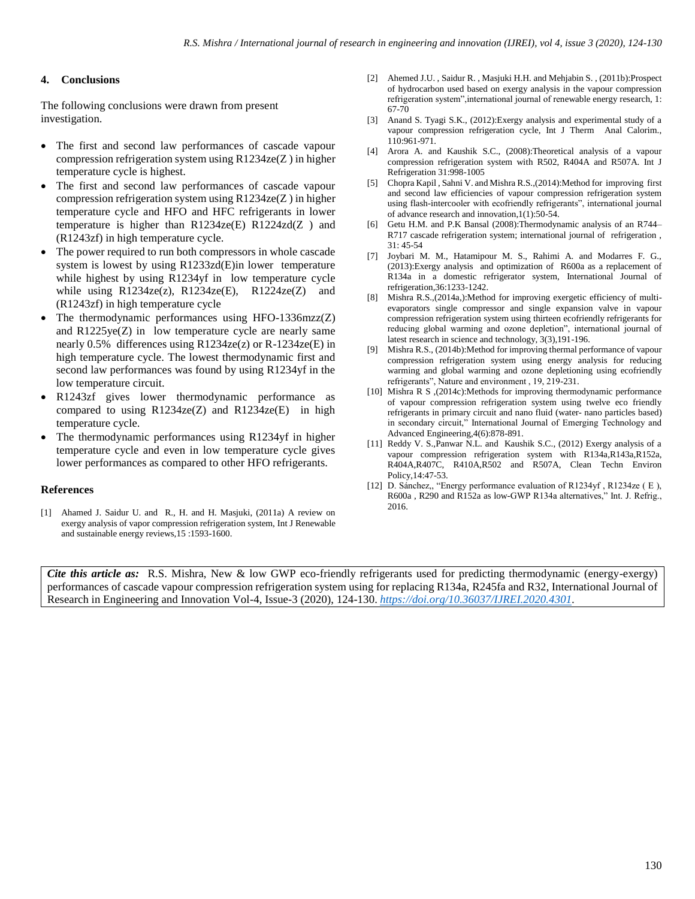## 4. Conclusions

The following conclusions were drawn from present investigation.

- The first and second law performances of cascade vapour compression refrigeration system using R1234ze(Z ) in higher temperature cycle is highest.
- The first and second law performances of cascade vapour compression refrigeration system using R1234ze(Z ) in higher temperature cycle and HFO and HFC refrigerants in lower temperature is higher than R1234ze(E) R1224zd(Z ) and (R1243zf) in high temperature cycle.
- The power required to run both compressors in whole cascade system is lowest by using R1233zd(E)in lower temperature while highest by using R1234yf in low temperature cycle while using R1234ze(z), R1234ze(E), R1224ze(Z) and (R1243zf) in high temperature cycle
- The thermodynamic performances using HFO-1336mzz(Z) and R1225ye(Z) in low temperature cycle are nearly same nearly 0.5% differences using R1234ze(z) or R-1234ze(E) in high temperature cycle. The lowest thermodynamic first and second law performances was found by using R1234yf in the low temperature circuit.
- R1243zf gives lower thermodynamic performance as compared to using R1234ze(Z) and R1234ze(E) in high temperature cycle.
- The thermodynamic performances using R1234yf in higher temperature cycle and even in low temperature cycle gives lower performances as compared to other HFO refrigerants.

## References

[1] Ahamed J. Saidur U. and R., H. and H. Masjuki, (2011a) A review on exergy analysis of vapor compression refrigeration system, Int J Renewable and sustainable energy reviews,15 :1593-1600.

[2] Ahemed J.U. , Saidur R. , Masjuki H.H. and Mehjabin S. , (2011b):Prospect of hydrocarbon used based on exergy analysis in the vapour compression refrigeration system",international journal of renewable energy research, 1: 67-70

[3] Anand S. Tyagi S.K., (2012):Exergy analysis and experimental study of a vapour compression refrigeration cycle, Int J Therm Anal Calorim., 110:961-971.

[4] Arora A. and Kaushik S.C., (2008):Theoretical analysis of a vapour compression refrigeration system with R502, R404A and R507A. Int J Refrigeration 31:998-1005

[5] Chopra Kapil , Sahni V. and Mishra R.S.,(2014):Method for improving first and second law efficiencies of vapour compression refrigeration system using flash-intercooler with ecofriendly refrigerants", international journal of advance research and innovation,1(1):50-54.

[6] Getu H.M. and P.K Bansal (2008):Thermodynamic analysis of an R744–R717 cascade refrigeration system; international journal of refrigeration , 31: 45-54

[7] Joybari M. M., Hatamipour M. S., Rahimi A. and Modarres F. G., (2013):Exergy analysis and optimization of R600a as a replacement of R134a in a domestic refrigerator system, International Journal of refrigeration,36:1233-1242.

[8] Mishra R.S.,(2014a,):Method for improving exergetic efficiency of multi-evaporators single compressor and single expansion valve in vapour compression refrigeration system using thirteen ecofriendly refrigerants for reducing global warming and ozone depletion", international journal of latest research in science and technology, 3(3),191-196.

[9] Mishra R.S., (2014b):Method for improving thermal performance of vapour compression refrigeration system using energy analysis for reducing warming and global warming and ozone depletioning using ecofriendly refrigerants", Nature and environment , 19, 219-231.

[10] Mishra R S ,(2014c):Methods for improving thermodynamic performance of vapour compression refrigeration system using twelve eco friendly refrigerants in primary circuit and nano fluid (water- nano particles based) in secondary circuit," International Journal of Emerging Technology and Advanced Engineering,4(6):878-891.

[11] Reddy V. S.,Panwar N.L. and Kaushik S.C., (2012) Exergy analysis of a vapour compression refrigeration system with R134a,R143a,R152a, R404A,R407C, R410A,R502 and R507A, Clean Techn Environ Policy,14:47-53.

[12] D. Sánchez,, "Energy performance evaluation of R1234yf , R1234ze ( E ), R600a , R290 and R152a as low-GWP R134a alternatives," Int. J. Refrig., 2016.

***Cite this article as:*** R.S. Mishra, New & low GWP eco-friendly refrigerants used for predicting thermodynamic (energy-exergy) performances of cascade vapour compression refrigeration system using for replacing R134a, R245fa and R32, International Journal of Research in Engineering and Innovation Vol-4, Issue-3 (2020), 124-130. *https://doi.org/10.36037/IJREI.2020.4301*.